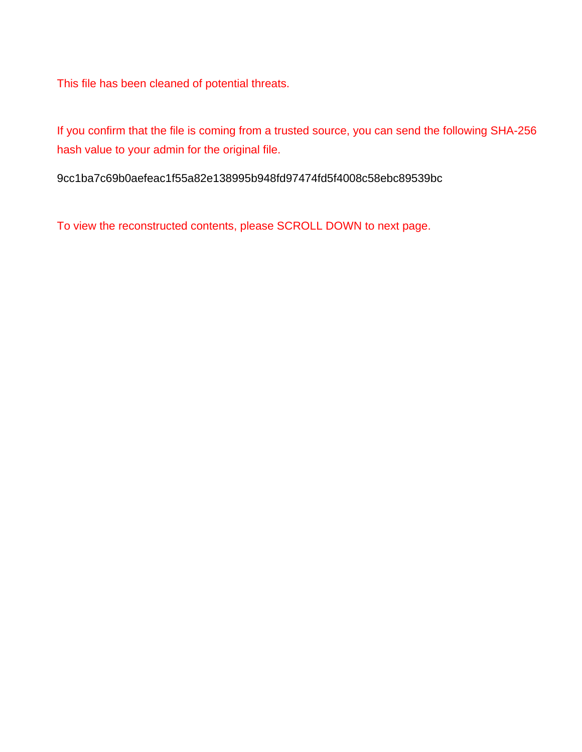This file has been cleaned of potential threats.

If you confirm that the file is coming from a trusted source, you can send the following SHA-256 hash value to your admin for the original file.

9cc1ba7c69b0aefeac1f55a82e138995b948fd97474fd5f4008c58ebc89539bc

To view the reconstructed contents, please SCROLL DOWN to next page.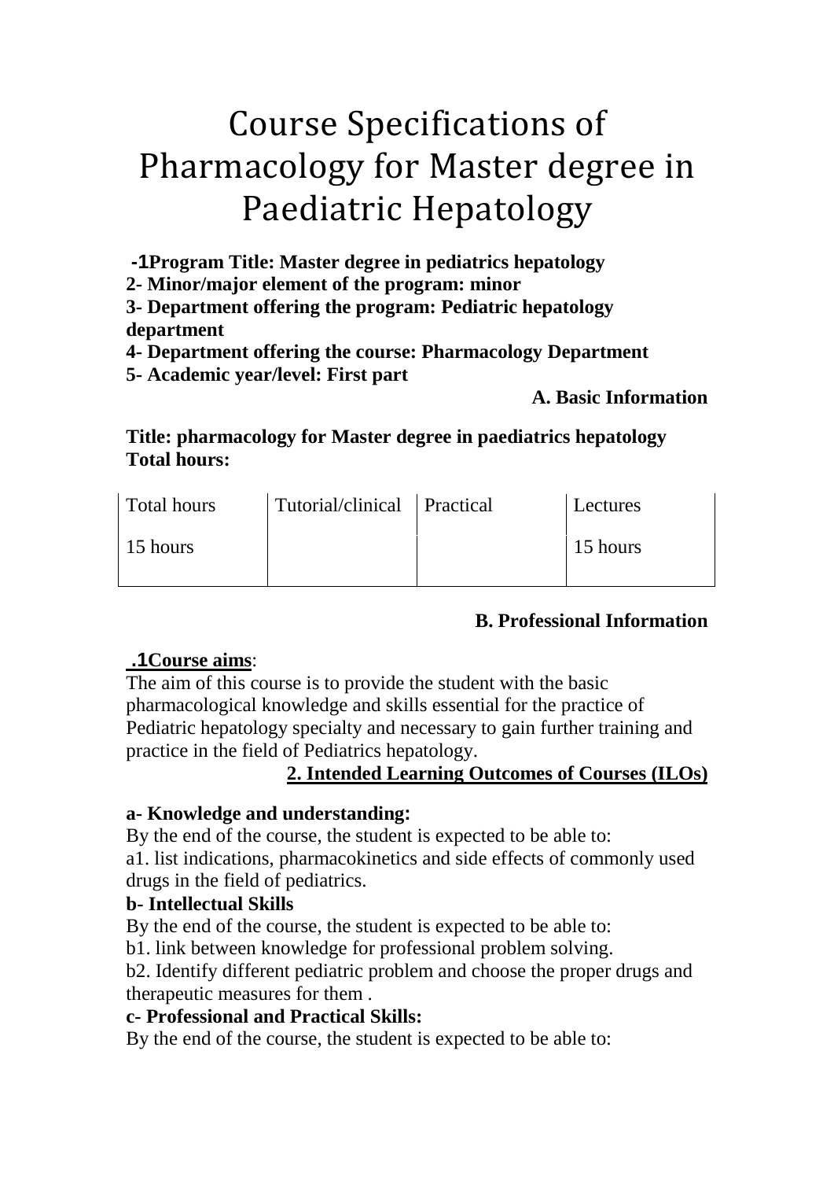# Course Specifications of Pharmacology for Master degree in Paediatric Hepatology

**-1Program Title: Master degree in pediatrics hepatology**
**2- Minor/major element of the program: minor**
**3- Department offering the program: Pediatric hepatology department**
**4- Department offering the course: Pharmacology Department**
**5- Academic year/level: First part**

**A. Basic Information**

**Title: pharmacology for Master degree in paediatrics hepatology**
**Total hours:**

| Total hours | Tutorial/clinical | Practical | Lectures |
|---|---|---|---|
| 15 hours | | | 15 hours |

**B. Professional Information**

**.1Course aims**:
The aim of this course is to provide the student with the basic pharmacological knowledge and skills essential for the practice of Pediatric hepatology specialty and necessary to gain further training and practice in the field of Pediatrics hepatology.

**2. Intended Learning Outcomes of Courses (ILOs)**

**a- Knowledge and understanding:**
By the end of the course, the student is expected to be able to:
a1. list indications, pharmacokinetics and side effects of commonly used drugs in the field of pediatrics.

**b- Intellectual Skills**
By the end of the course, the student is expected to be able to:
b1. link between knowledge for professional problem solving.
b2. Identify different pediatric problem and choose the proper drugs and therapeutic measures for them .

**c- Professional and Practical Skills:**
By the end of the course, the student is expected to be able to: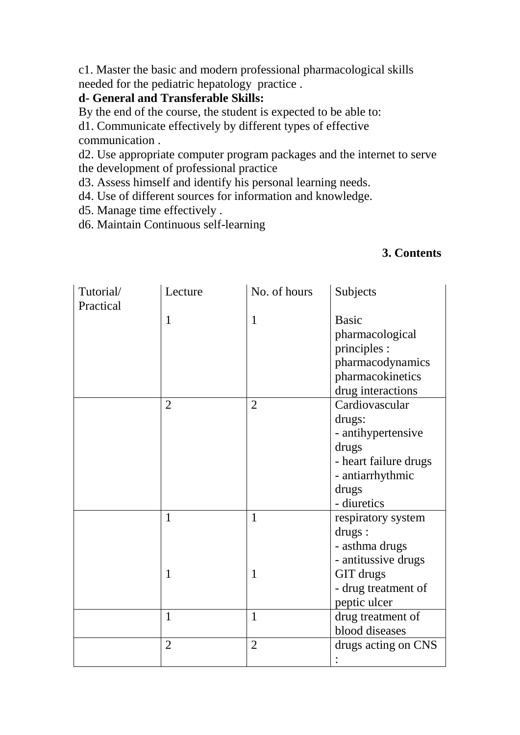c1. Master the basic and modern professional pharmacological skills needed for the pediatric hepatology practice .

**d- General and Transferable Skills:**

By the end of the course, the student is expected to be able to:

d1. Communicate effectively by different types of effective communication .

d2. Use appropriate computer program packages and the internet to serve the development of professional practice

d3. Assess himself and identify his personal learning needs.

d4. Use of different sources for information and knowledge.

d5. Manage time effectively .

d6. Maintain Continuous self-learning

### 3. Contents

| Tutorial/ Practical | Lecture | No. of hours | Subjects |
|---|---|---|---|
| | 1 | 1 | Basic pharmacological principles : pharmacodynamics pharmacokinetics drug interactions |
| | 2 | 2 | Cardiovascular drugs:<br>- antihypertensive drugs<br>- heart failure drugs<br>- antiarrhythmic drugs<br>- diuretics |
| | 1<br><br><br>1 | 1<br><br><br>1 | respiratory system drugs :<br>- asthma drugs<br>- antitussive drugs<br>GIT drugs<br>- drug treatment of peptic ulcer |
| | 1 | 1 | drug treatment of blood diseases |
| | 2 | 2 | drugs acting on CNS : |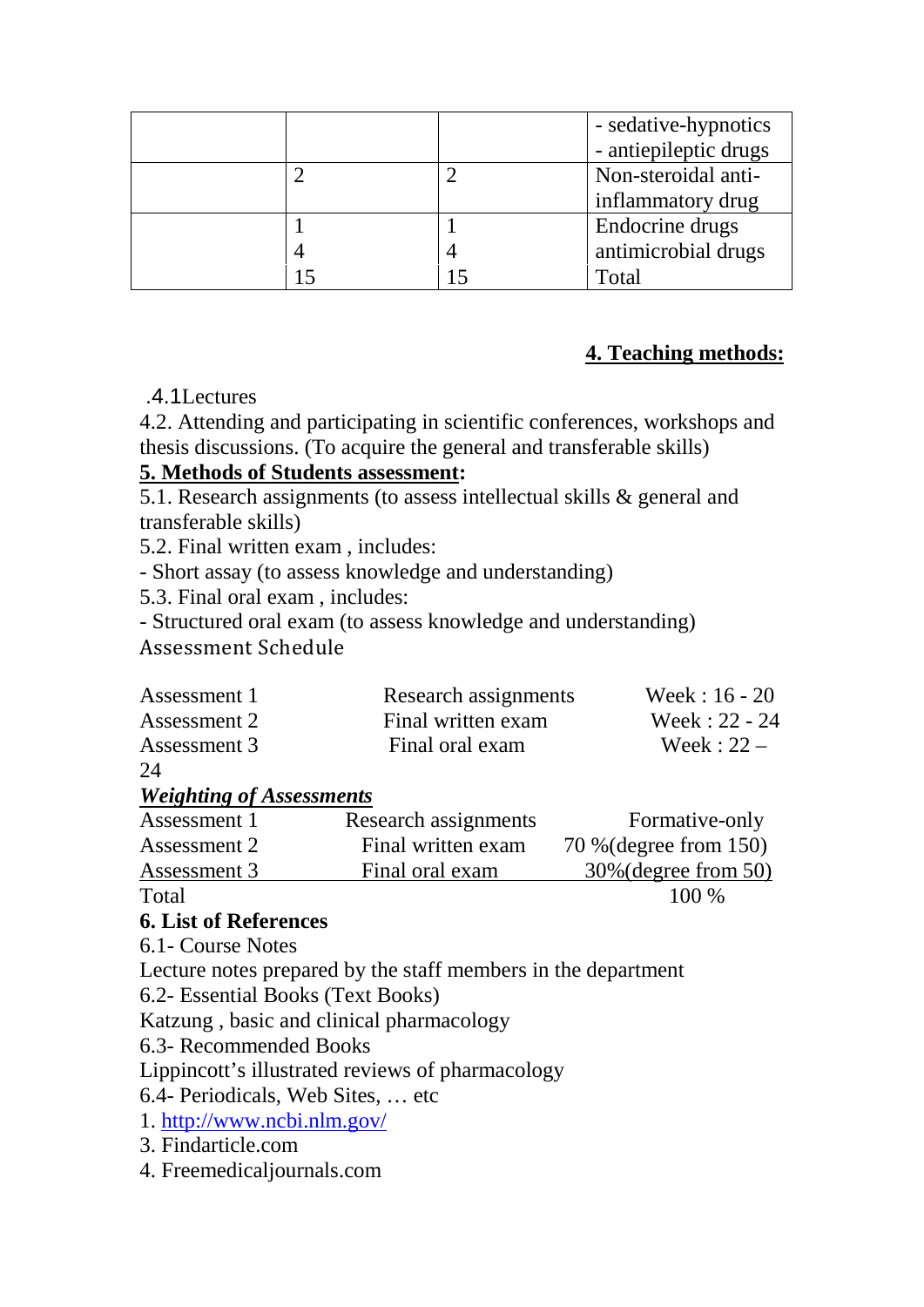| | | | |
|---|---|---|---|
| | | | - sedative-hypnotics<br>- antiepileptic drugs |
| | 2 | 2 | Non-steroidal anti-inflammatory drug |
| | 1<br>4<br>15 | 1<br>4<br>15 | Endocrine drugs<br>antimicrobial drugs<br>Total |

## 4. Teaching methods:

.4.1Lectures

4.2. Attending and participating in scientific conferences, workshops and thesis discussions. (To acquire the general and transferable skills)

**5. Methods of Students assessment:**

5.1. Research assignments (to assess intellectual skills & general and transferable skills)

5.2. Final written exam , includes:

- Short assay (to assess knowledge and understanding)

5.3. Final oral exam , includes:

- Structured oral exam (to assess knowledge and understanding)

Assessment Schedule

| | | |
|---|---|---|
| Assessment 1 | Research assignments | Week : 16 - 20 |
| Assessment 2 | Final written exam | Week : 22 - 24 |
| Assessment 3 | Final oral exam | Week : 22 – 24 |

***Weighting of Assessments***

| | | |
|---|---|---|
| Assessment 1 | Research assignments | Formative-only |
| Assessment 2 | Final written exam | 70 %(degree from 150) |
| Assessment 3 | Final oral exam | 30%(degree from 50) |
| Total | | 100 % |

**6. List of References**

6.1- Course Notes

Lecture notes prepared by the staff members in the department

6.2- Essential Books (Text Books)

Katzung , basic and clinical pharmacology

6.3- Recommended Books

Lippincott's illustrated reviews of pharmacology

6.4- Periodicals, Web Sites, … etc

1. http://www.ncbi.nlm.gov/
3. Findarticle.com
4. Freemedicaljournals.com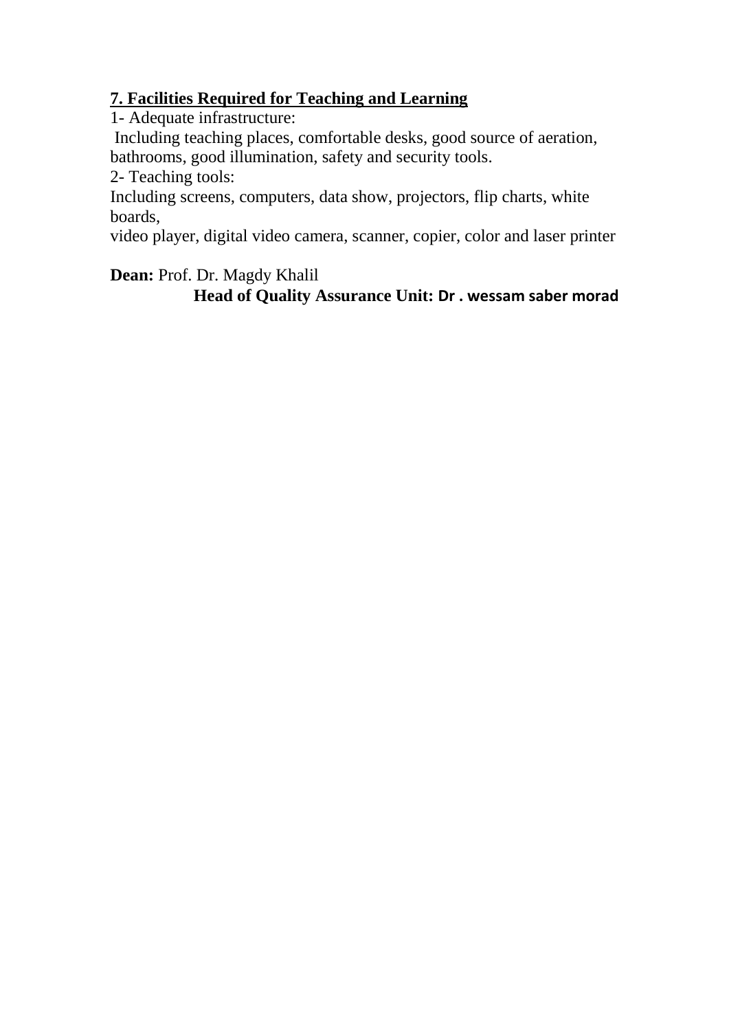## 7. Facilities Required for Teaching and Learning

1- Adequate infrastructure:

Including teaching places, comfortable desks, good source of aeration, bathrooms, good illumination, safety and security tools.

2- Teaching tools:

Including screens, computers, data show, projectors, flip charts, white boards,
video player, digital video camera, scanner, copier, color and laser printer

**Dean:** Prof. Dr. Magdy Khalil

**Head of Quality Assurance Unit: Dr . wessam saber morad**